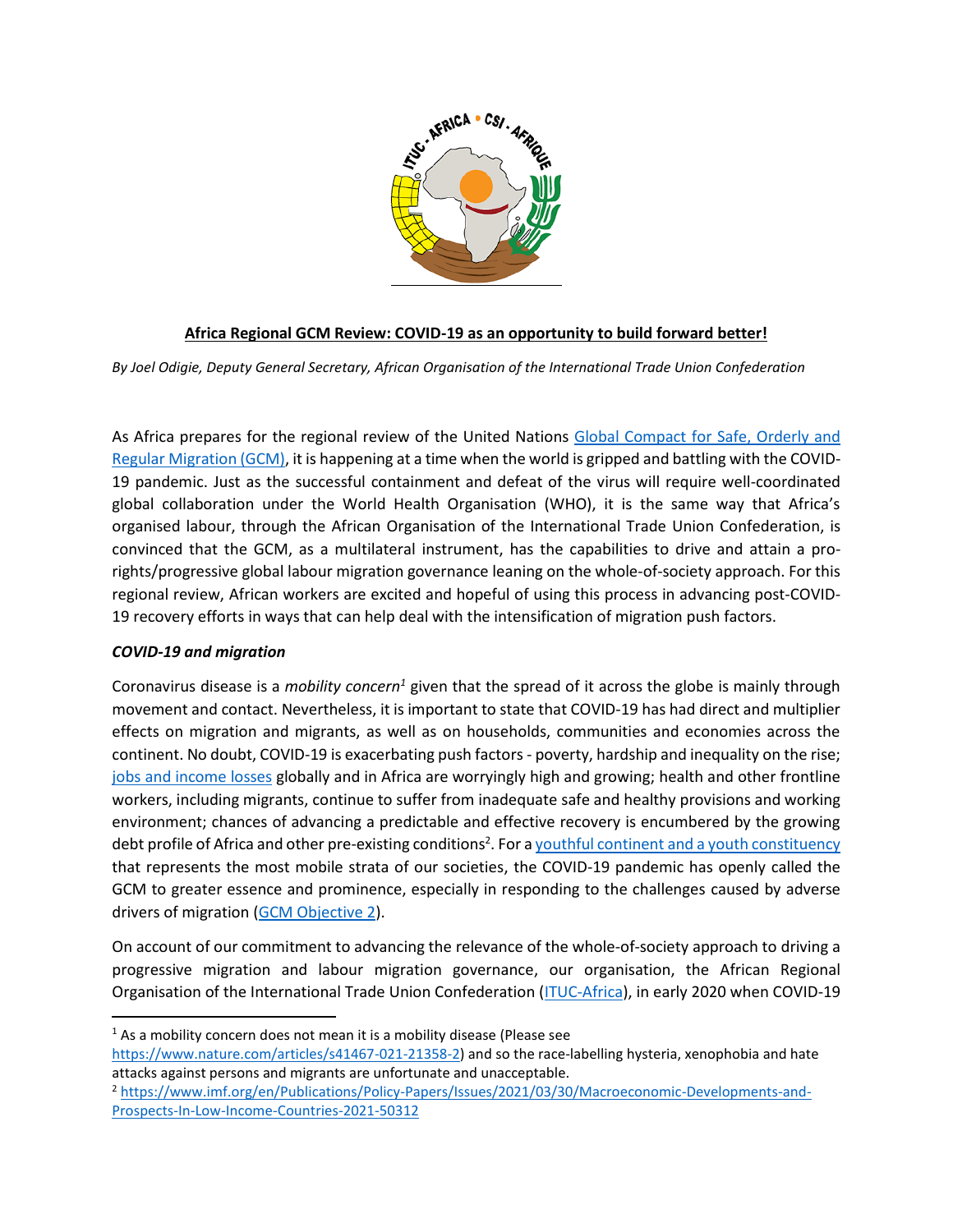**Africa Regional GCM Review: COVID-19 as an opportunity to build forward better!**

*By Joel Odigie, Deputy General Secretary, African Organisation of the International Trade Union Confederation*

As Africa prepares for the regional review of the United Nations Global Compact for Safe, Orderly and Regular Migration (GCM), it is happening at a time when the world is gripped and battling with the COVID-19 pandemic. Just as the successful containment and defeat of the virus will require well-coordinated global collaboration under the World Health Organisation (WHO), it is the same way that Africa's organised labour, through the African Organisation of the International Trade Union Confederation, is convinced that the GCM, as a multilateral instrument, has the capabilities to drive and attain a pro-rights/progressive global labour migration governance leaning on the whole-of-society approach. For this regional review, African workers are excited and hopeful of using this process in advancing post-COVID-19 recovery efforts in ways that can help deal with the intensification of migration push factors.

***COVID-19 and migration***

Coronavirus disease is a *mobility concern*[1] given that the spread of it across the globe is mainly through movement and contact. Nevertheless, it is important to state that COVID-19 has had direct and multiplier effects on migration and migrants, as well as on households, communities and economies across the continent. No doubt, COVID-19 is exacerbating push factors - poverty, hardship and inequality on the rise; jobs and income losses globally and in Africa are worryingly high and growing; health and other frontline workers, including migrants, continue to suffer from inadequate safe and healthy provisions and working environment; chances of advancing a predictable and effective recovery is encumbered by the growing debt profile of Africa and other pre-existing conditions[2]. For a youthful continent and a youth constituency that represents the most mobile strata of our societies, the COVID-19 pandemic has openly called the GCM to greater essence and prominence, especially in responding to the challenges caused by adverse drivers of migration (GCM Objective 2).

On account of our commitment to advancing the relevance of the whole-of-society approach to driving a progressive migration and labour migration governance, our organisation, the African Regional Organisation of the International Trade Union Confederation (ITUC-Africa), in early 2020 when COVID-19

---

[1] As a mobility concern does not mean it is a mobility disease (Please see https://www.nature.com/articles/s41467-021-21358-2) and so the race-labelling hysteria, xenophobia and hate attacks against persons and migrants are unfortunate and unacceptable.

[2] https://www.imf.org/en/Publications/Policy-Papers/Issues/2021/03/30/Macroeconomic-Developments-and-Prospects-In-Low-Income-Countries-2021-50312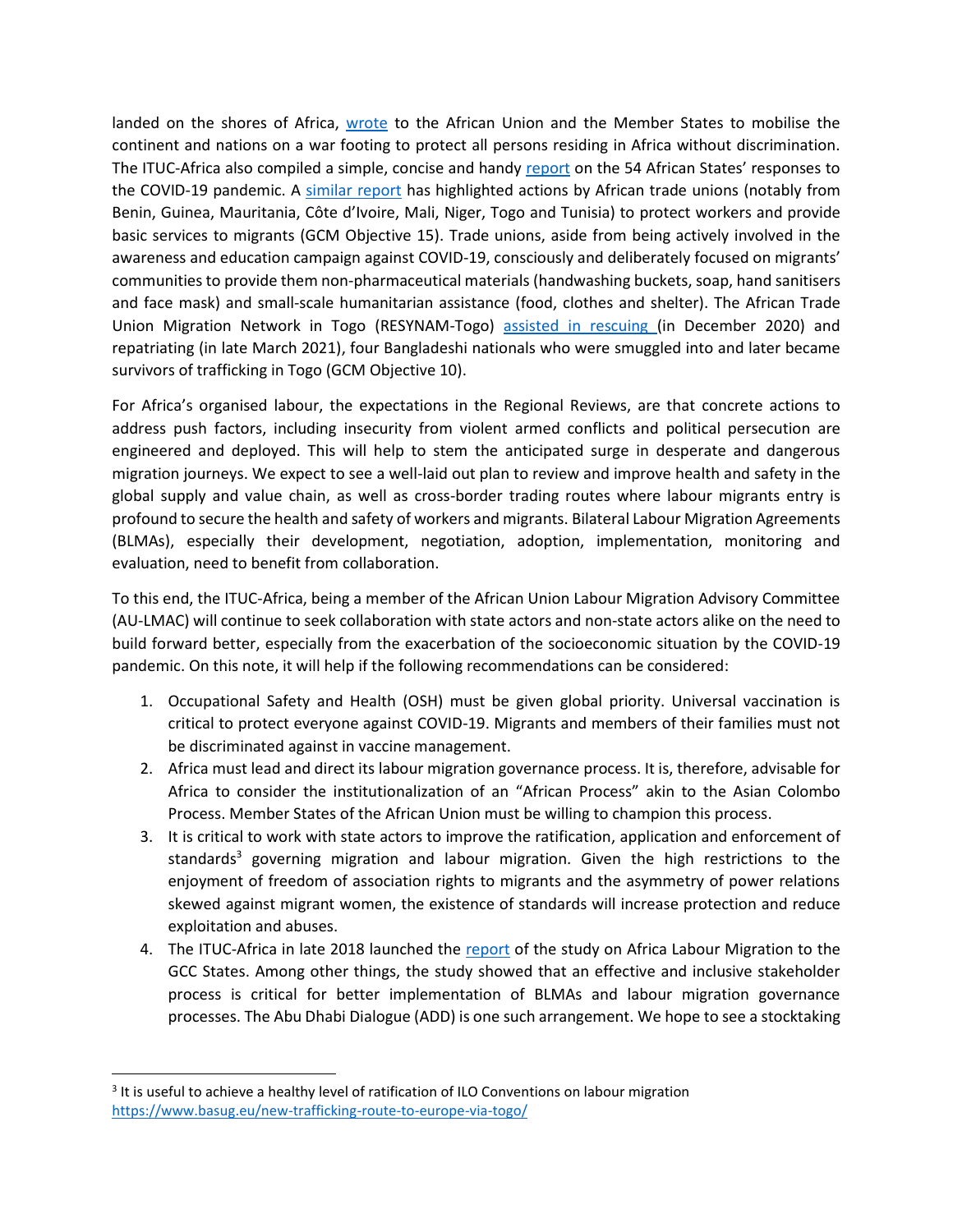landed on the shores of Africa, wrote to the African Union and the Member States to mobilise the continent and nations on a war footing to protect all persons residing in Africa without discrimination. The ITUC-Africa also compiled a simple, concise and handy report on the 54 African States' responses to the COVID-19 pandemic. A similar report has highlighted actions by African trade unions (notably from Benin, Guinea, Mauritania, Côte d'Ivoire, Mali, Niger, Togo and Tunisia) to protect workers and provide basic services to migrants (GCM Objective 15). Trade unions, aside from being actively involved in the awareness and education campaign against COVID-19, consciously and deliberately focused on migrants' communities to provide them non-pharmaceutical materials (handwashing buckets, soap, hand sanitisers and face mask) and small-scale humanitarian assistance (food, clothes and shelter). The African Trade Union Migration Network in Togo (RESYNAM-Togo) assisted in rescuing (in December 2020) and repatriating (in late March 2021), four Bangladeshi nationals who were smuggled into and later became survivors of trafficking in Togo (GCM Objective 10).

For Africa's organised labour, the expectations in the Regional Reviews, are that concrete actions to address push factors, including insecurity from violent armed conflicts and political persecution are engineered and deployed. This will help to stem the anticipated surge in desperate and dangerous migration journeys. We expect to see a well-laid out plan to review and improve health and safety in the global supply and value chain, as well as cross-border trading routes where labour migrants entry is profound to secure the health and safety of workers and migrants. Bilateral Labour Migration Agreements (BLMAs), especially their development, negotiation, adoption, implementation, monitoring and evaluation, need to benefit from collaboration.

To this end, the ITUC-Africa, being a member of the African Union Labour Migration Advisory Committee (AU-LMAC) will continue to seek collaboration with state actors and non-state actors alike on the need to build forward better, especially from the exacerbation of the socioeconomic situation by the COVID-19 pandemic. On this note, it will help if the following recommendations can be considered:

1. Occupational Safety and Health (OSH) must be given global priority. Universal vaccination is critical to protect everyone against COVID-19. Migrants and members of their families must not be discriminated against in vaccine management.
2. Africa must lead and direct its labour migration governance process. It is, therefore, advisable for Africa to consider the institutionalization of an "African Process" akin to the Asian Colombo Process. Member States of the African Union must be willing to champion this process.
3. It is critical to work with state actors to improve the ratification, application and enforcement of standards[3] governing migration and labour migration. Given the high restrictions to the enjoyment of freedom of association rights to migrants and the asymmetry of power relations skewed against migrant women, the existence of standards will increase protection and reduce exploitation and abuses.
4. The ITUC-Africa in late 2018 launched the report of the study on Africa Labour Migration to the GCC States. Among other things, the study showed that an effective and inclusive stakeholder process is critical for better implementation of BLMAs and labour migration governance processes. The Abu Dhabi Dialogue (ADD) is one such arrangement. We hope to see a stocktaking

[3] It is useful to achieve a healthy level of ratification of ILO Conventions on labour migration
https://www.basug.eu/new-trafficking-route-to-europe-via-togo/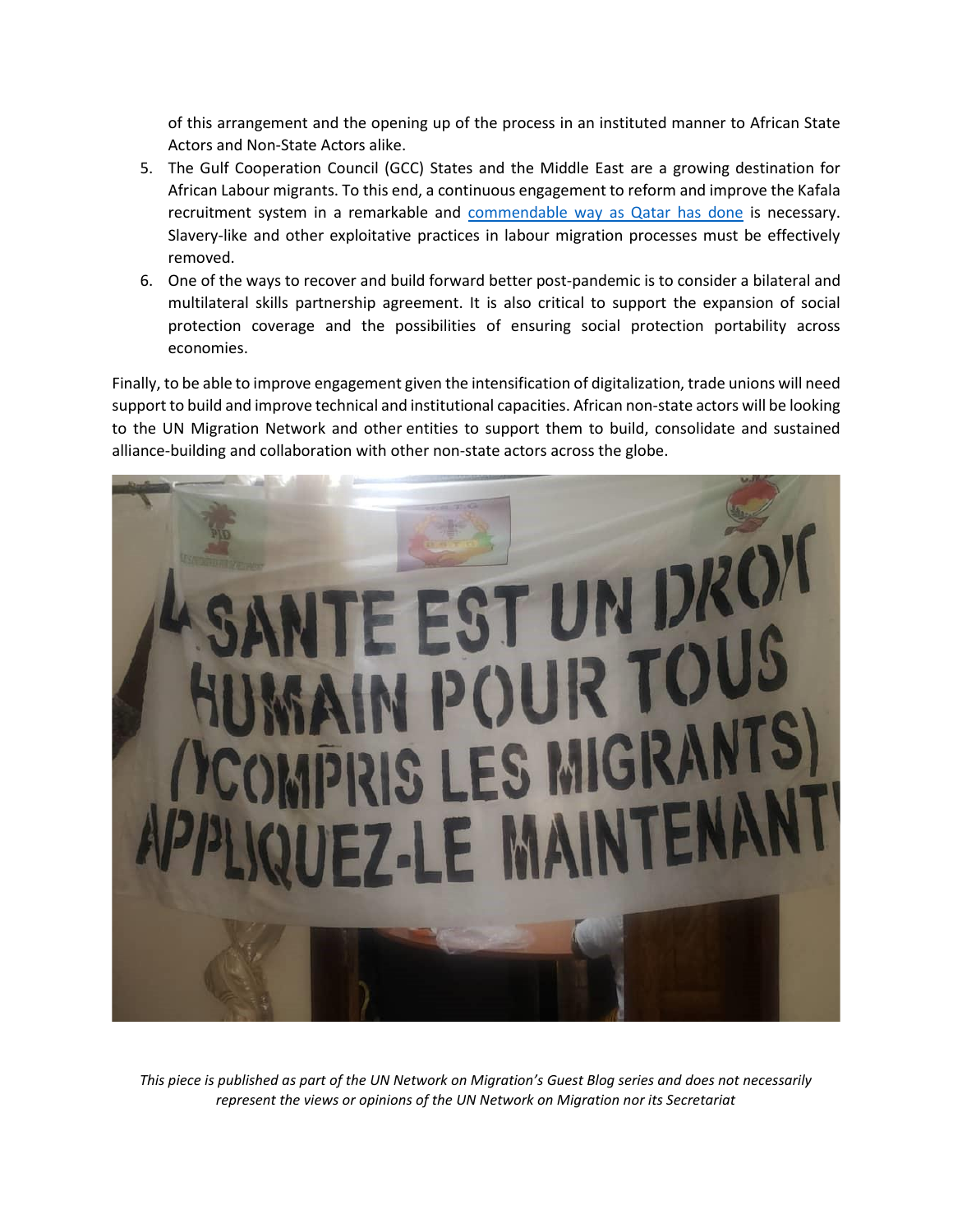of this arrangement and the opening up of the process in an instituted manner to African State Actors and Non-State Actors alike.

5. The Gulf Cooperation Council (GCC) States and the Middle East are a growing destination for African Labour migrants. To this end, a continuous engagement to reform and improve the Kafala recruitment system in a remarkable and commendable way as Qatar has done is necessary. Slavery-like and other exploitative practices in labour migration processes must be effectively removed.
6. One of the ways to recover and build forward better post-pandemic is to consider a bilateral and multilateral skills partnership agreement. It is also critical to support the expansion of social protection coverage and the possibilities of ensuring social protection portability across economies.

Finally, to be able to improve engagement given the intensification of digitalization, trade unions will need support to build and improve technical and institutional capacities. African non-state actors will be looking to the UN Migration Network and other entities to support them to build, consolidate and sustained alliance-building and collaboration with other non-state actors across the globe.

*This piece is published as part of the UN Network on Migration's Guest Blog series and does not necessarily represent the views or opinions of the UN Network on Migration nor its Secretariat*